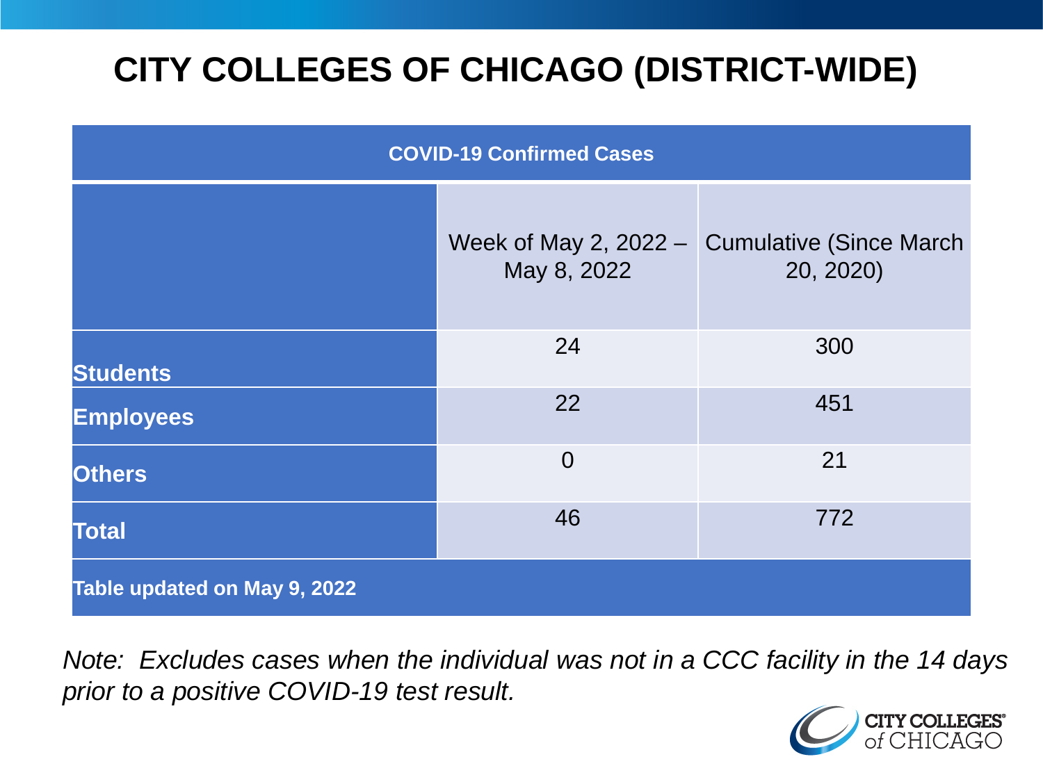# CITY COLLEGES OF CHICAGO (DISTRICT-WIDE)

| COVID-19 Confirmed Cases | | |
|---|---|---|
| | Week of May 2, 2022 – May 8, 2022 | Cumulative (Since March 20, 2020) |
| **Students** | 24 | 300 |
| **Employees** | 22 | 451 |
| **Others** | 0 | 21 |
| **Total** | 46 | 772 |
| **Table updated on May 9, 2022** | | |

*Note: Excludes cases when the individual was not in a CCC facility in the 14 days prior to a positive COVID-19 test result.*

CITY COLLEGES of CHICAGO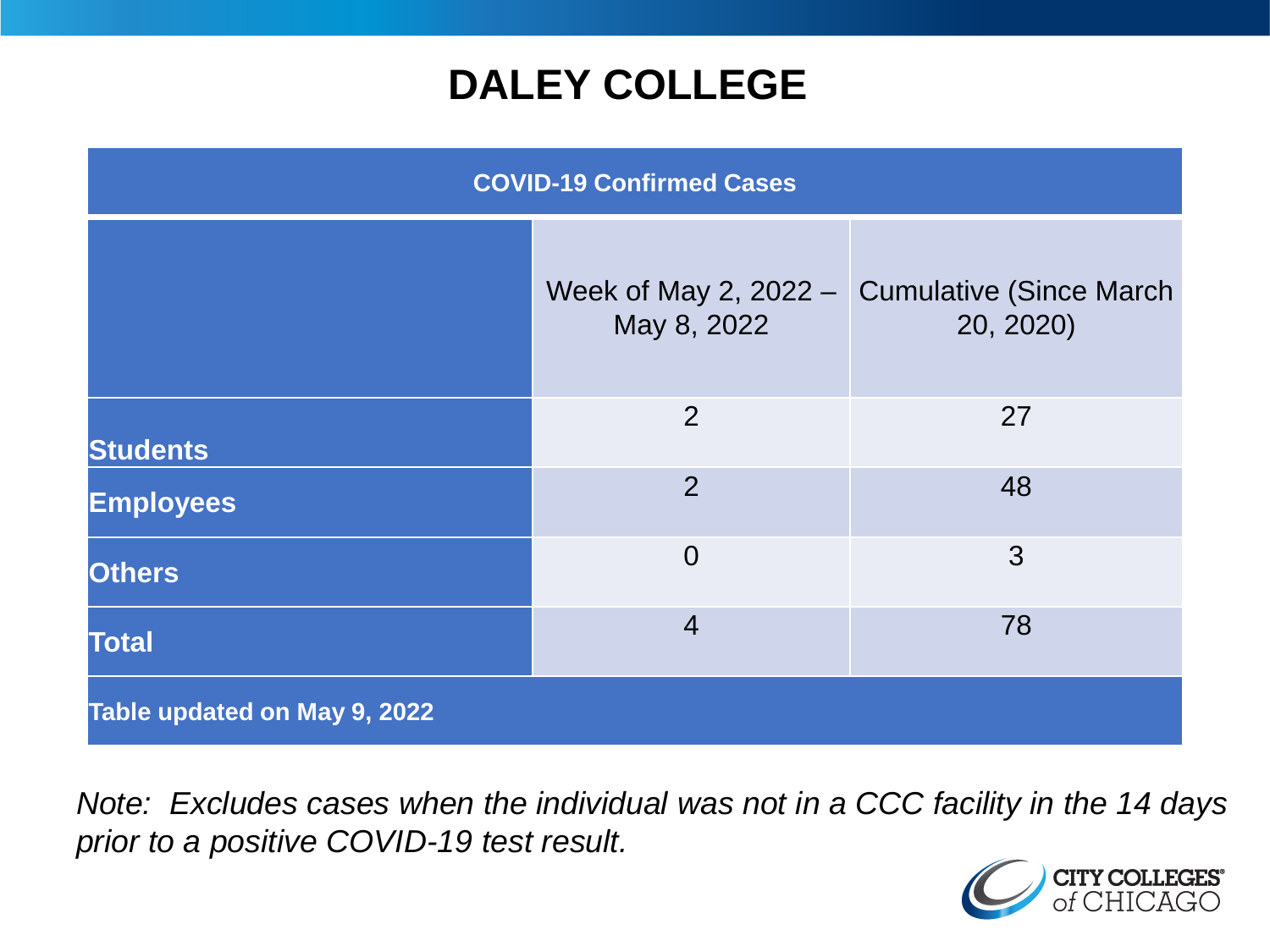# DALEY COLLEGE

| COVID-19 Confirmed Cases | | |
|---|---|---|
| | Week of May 2, 2022 – May 8, 2022 | Cumulative (Since March 20, 2020) |
| **Students** | 2 | 27 |
| **Employees** | 2 | 48 |
| **Others** | 0 | 3 |
| **Total** | 4 | 78 |
| **Table updated on May 9, 2022** | | |

*Note: Excludes cases when the individual was not in a CCC facility in the 14 days prior to a positive COVID-19 test result.*

CITY COLLEGES of CHICAGO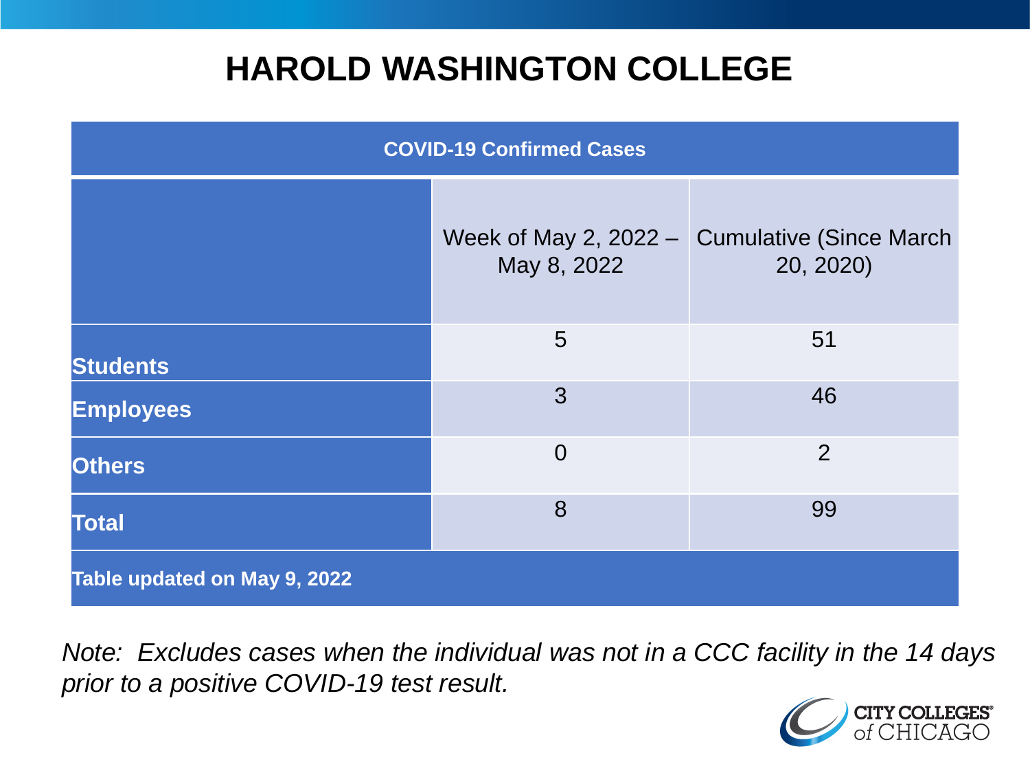# HAROLD WASHINGTON COLLEGE

| COVID-19 Confirmed Cases | | |
|---|---|---|
| | Week of May 2, 2022 – May 8, 2022 | Cumulative (Since March 20, 2020) |
| **Students** | 5 | 51 |
| **Employees** | 3 | 46 |
| **Others** | 0 | 2 |
| **Total** | 8 | 99 |
| **Table updated on May 9, 2022** | | |

*Note: Excludes cases when the individual was not in a CCC facility in the 14 days prior to a positive COVID-19 test result.*

CITY COLLEGES of CHICAGO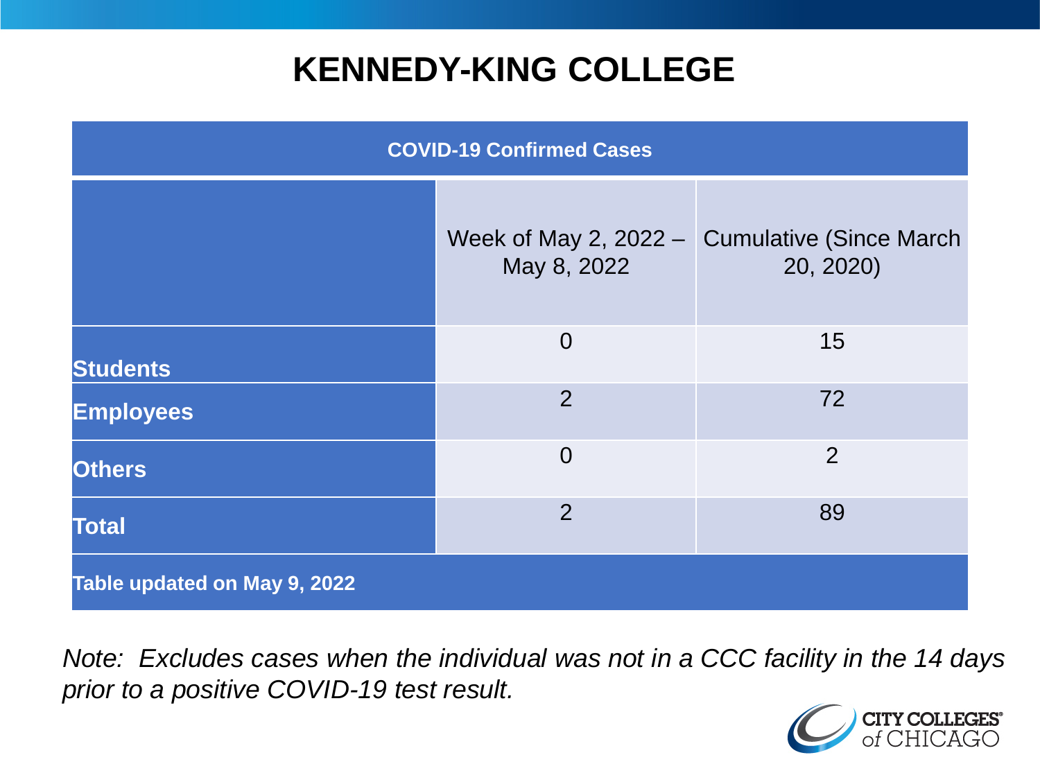# KENNEDY-KING COLLEGE

| COVID-19 Confirmed Cases | | |
|---|---|---|
| | Week of May 2, 2022 – May 8, 2022 | Cumulative (Since March 20, 2020) |
| **Students** | 0 | 15 |
| **Employees** | 2 | 72 |
| **Others** | 0 | 2 |
| **Total** | 2 | 89 |
| **Table updated on May 9, 2022** | | |

*Note: Excludes cases when the individual was not in a CCC facility in the 14 days prior to a positive COVID-19 test result.*

CITY COLLEGES of CHICAGO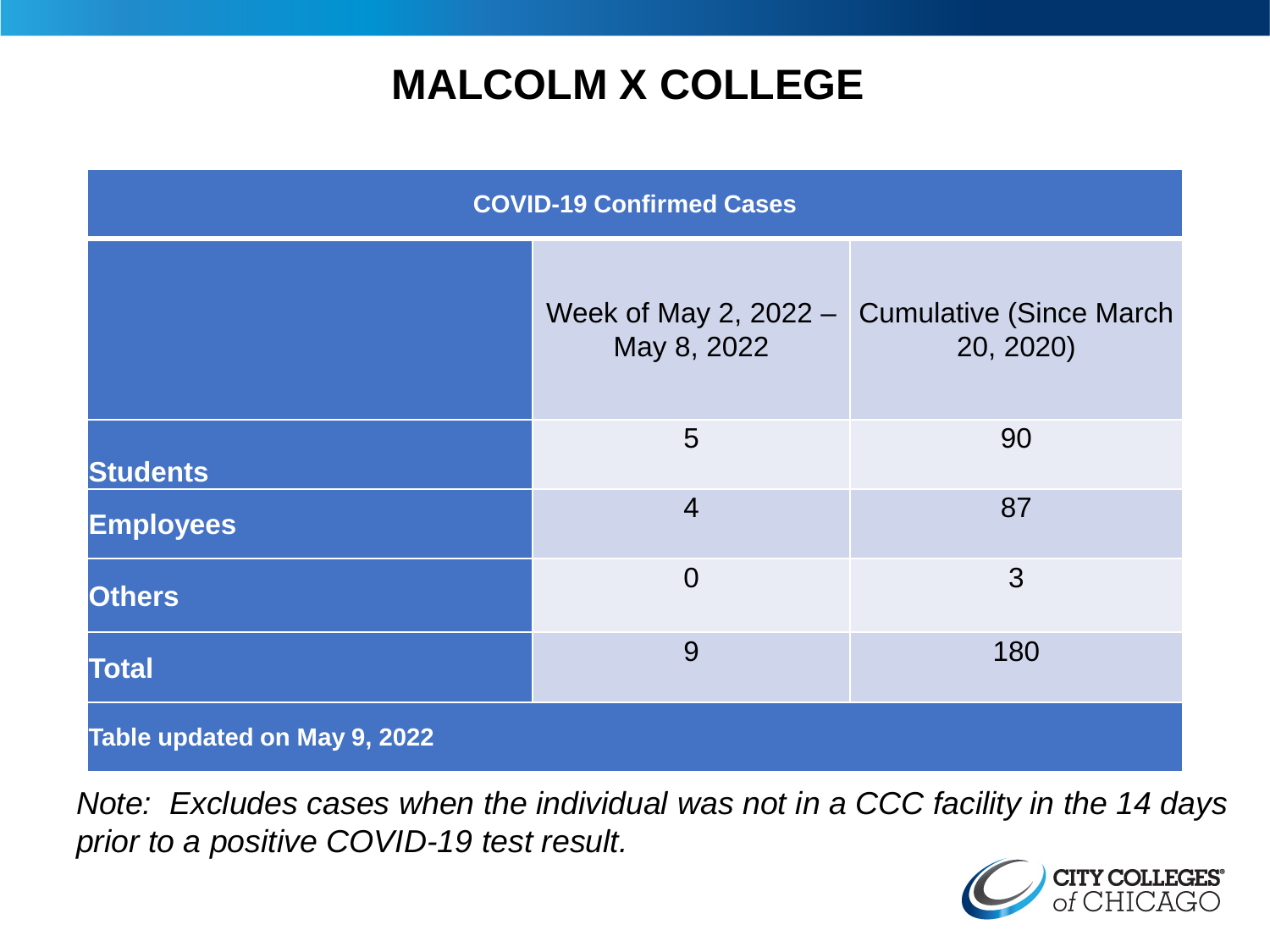# MALCOLM X COLLEGE

| COVID-19 Confirmed Cases | | |
|---|---|---|
| | Week of May 2, 2022 – May 8, 2022 | Cumulative (Since March 20, 2020) |
| **Students** | 5 | 90 |
| **Employees** | 4 | 87 |
| **Others** | 0 | 3 |
| **Total** | 9 | 180 |
| **Table updated on May 9, 2022** | | |

*Note: Excludes cases when the individual was not in a CCC facility in the 14 days prior to a positive COVID-19 test result.*

CITY COLLEGES of CHICAGO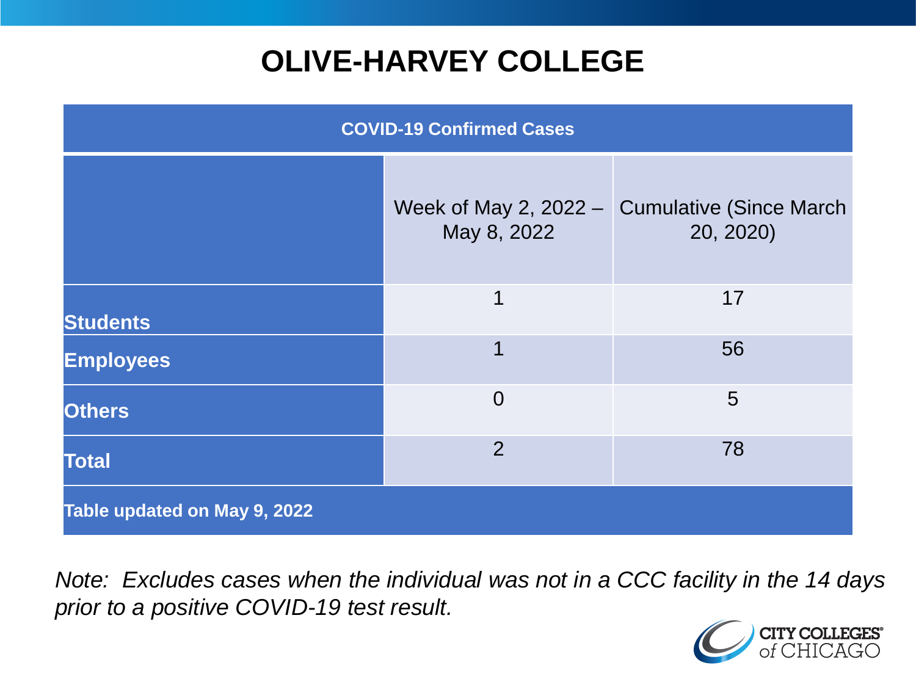# OLIVE-HARVEY COLLEGE

| COVID-19 Confirmed Cases | | |
|---|---|---|
| | Week of May 2, 2022 – May 8, 2022 | Cumulative (Since March 20, 2020) |
| **Students** | 1 | 17 |
| **Employees** | 1 | 56 |
| **Others** | 0 | 5 |
| **Total** | 2 | 78 |
| **Table updated on May 9, 2022** | | |

*Note: Excludes cases when the individual was not in a CCC facility in the 14 days prior to a positive COVID-19 test result.*

CITY COLLEGES of CHICAGO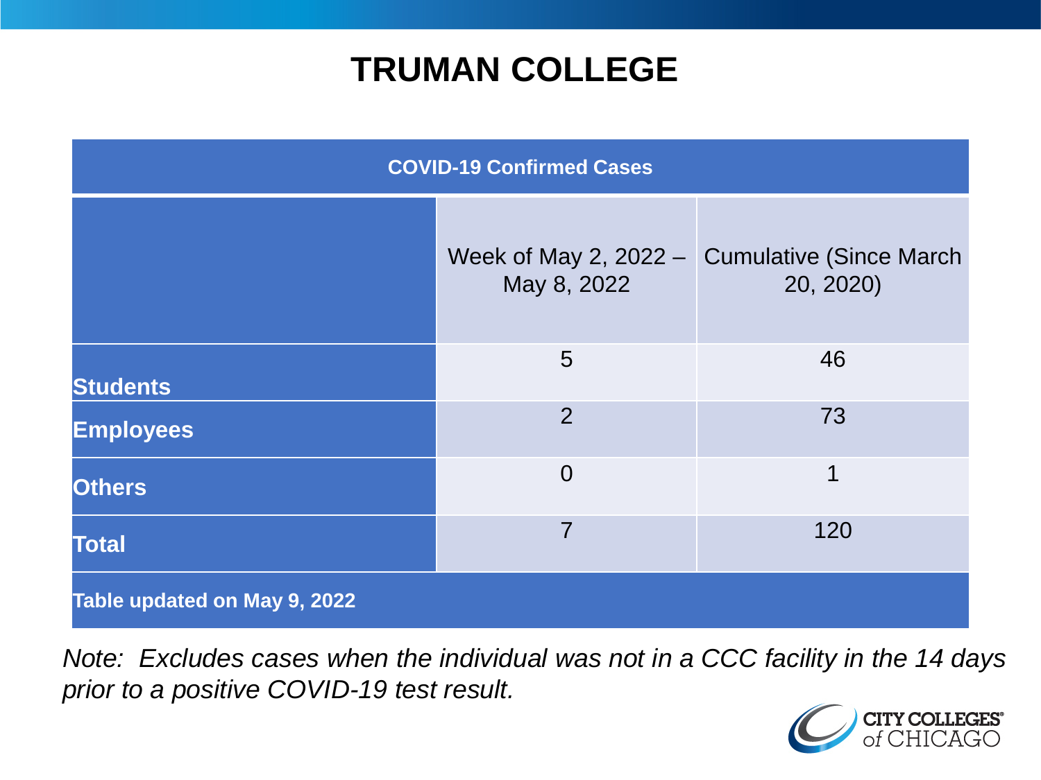# TRUMAN COLLEGE

| COVID-19 Confirmed Cases | | |
|---|---|---|
| | Week of May 2, 2022 – May 8, 2022 | Cumulative (Since March 20, 2020) |
| **Students** | 5 | 46 |
| **Employees** | 2 | 73 |
| **Others** | 0 | 1 |
| **Total** | 7 | 120 |
| **Table updated on May 9, 2022** | | |

*Note: Excludes cases when the individual was not in a CCC facility in the 14 days prior to a positive COVID-19 test result.*

CITY COLLEGES of CHICAGO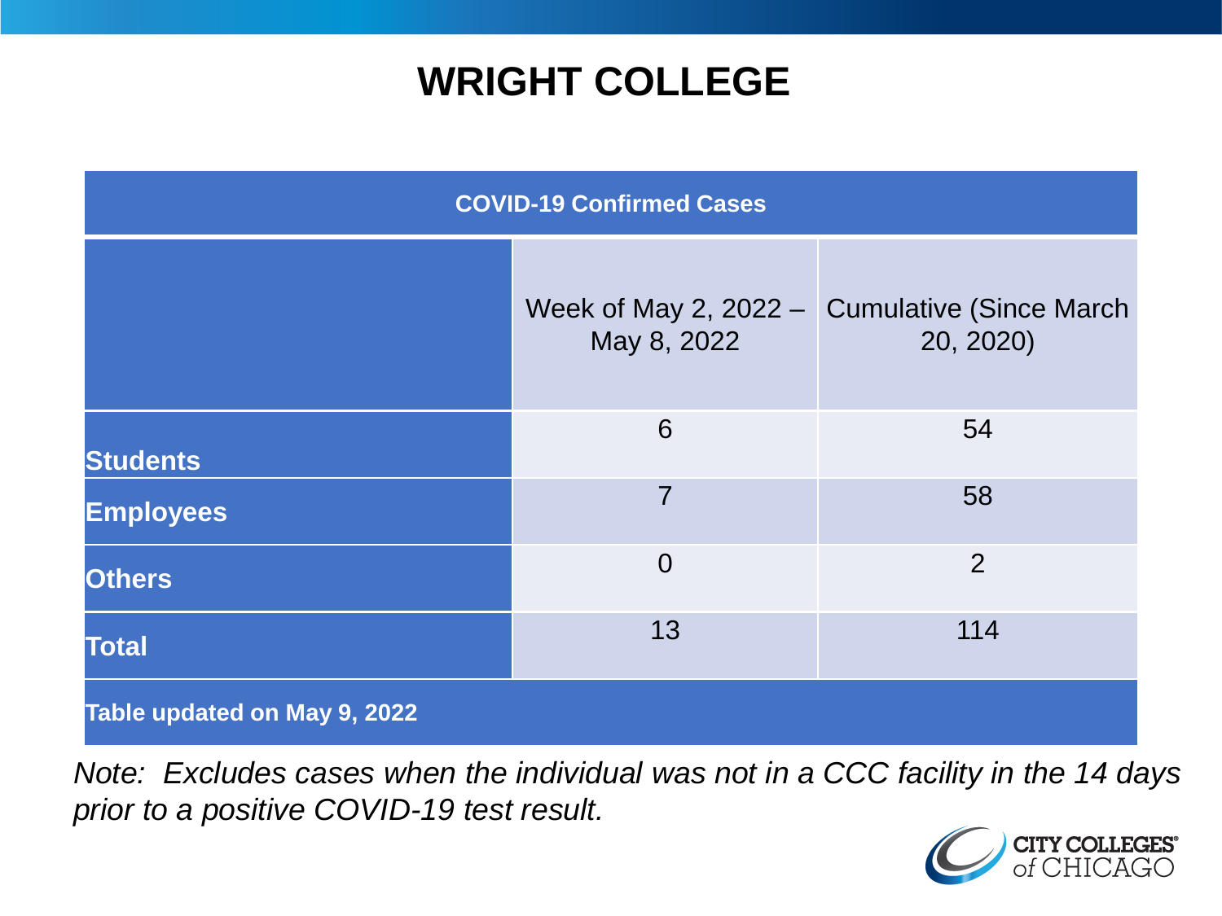# WRIGHT COLLEGE

| COVID-19 Confirmed Cases | | |
|---|---|---|
| | Week of May 2, 2022 – May 8, 2022 | Cumulative (Since March 20, 2020) |
| **Students** | 6 | 54 |
| **Employees** | 7 | 58 |
| **Others** | 0 | 2 |
| **Total** | 13 | 114 |
| **Table updated on May 9, 2022** | | |

*Note: Excludes cases when the individual was not in a CCC facility in the 14 days prior to a positive COVID-19 test result.*

CITY COLLEGES of CHICAGO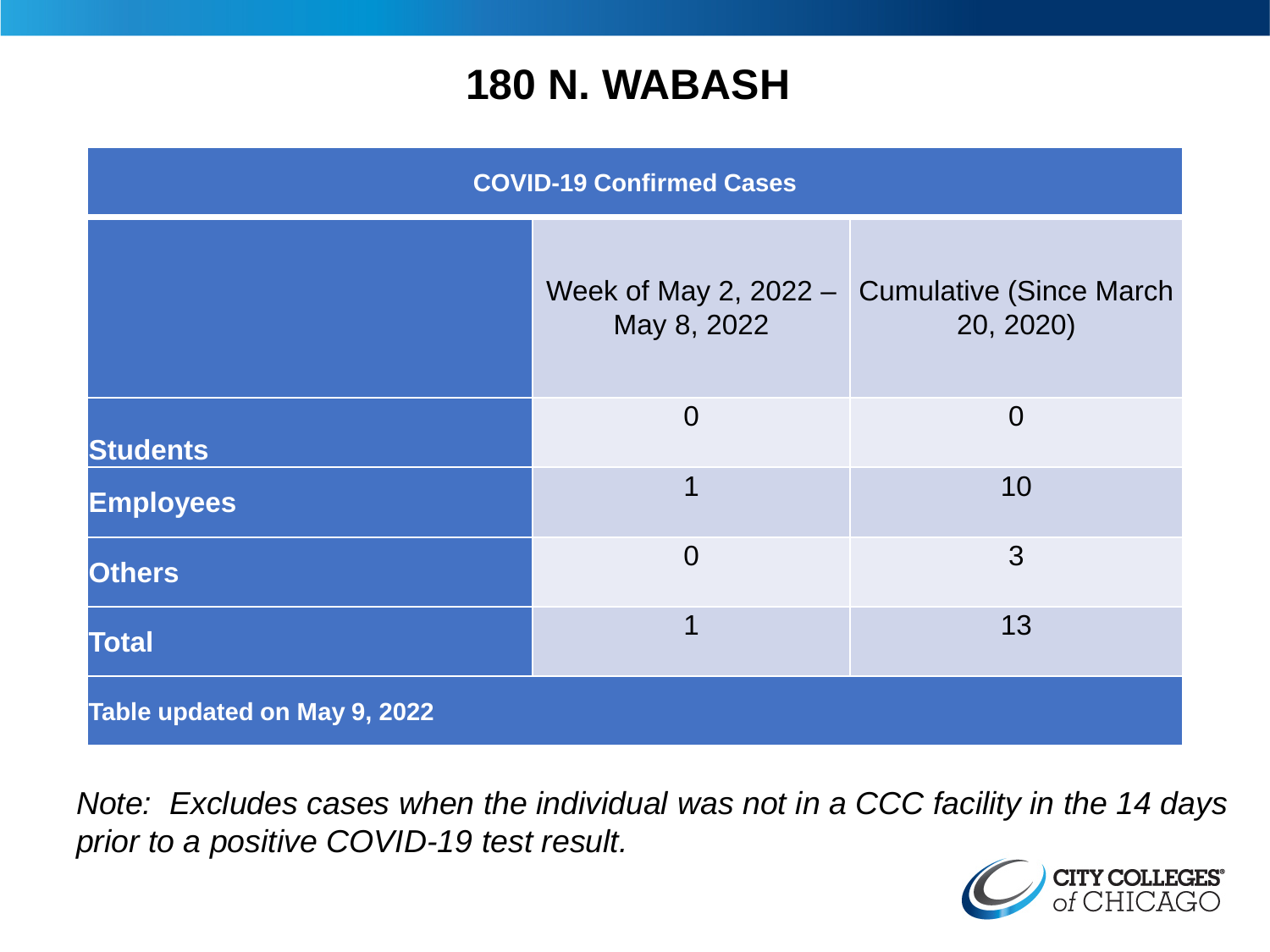# 180 N. WABASH

| COVID-19 Confirmed Cases | | |
|---|---|---|
| | Week of May 2, 2022 – May 8, 2022 | Cumulative (Since March 20, 2020) |
| **Students** | 0 | 0 |
| **Employees** | 1 | 10 |
| **Others** | 0 | 3 |
| **Total** | 1 | 13 |
| **Table updated on May 9, 2022** | | |

*Note: Excludes cases when the individual was not in a CCC facility in the 14 days prior to a positive COVID-19 test result.*

CITY COLLEGES of CHICAGO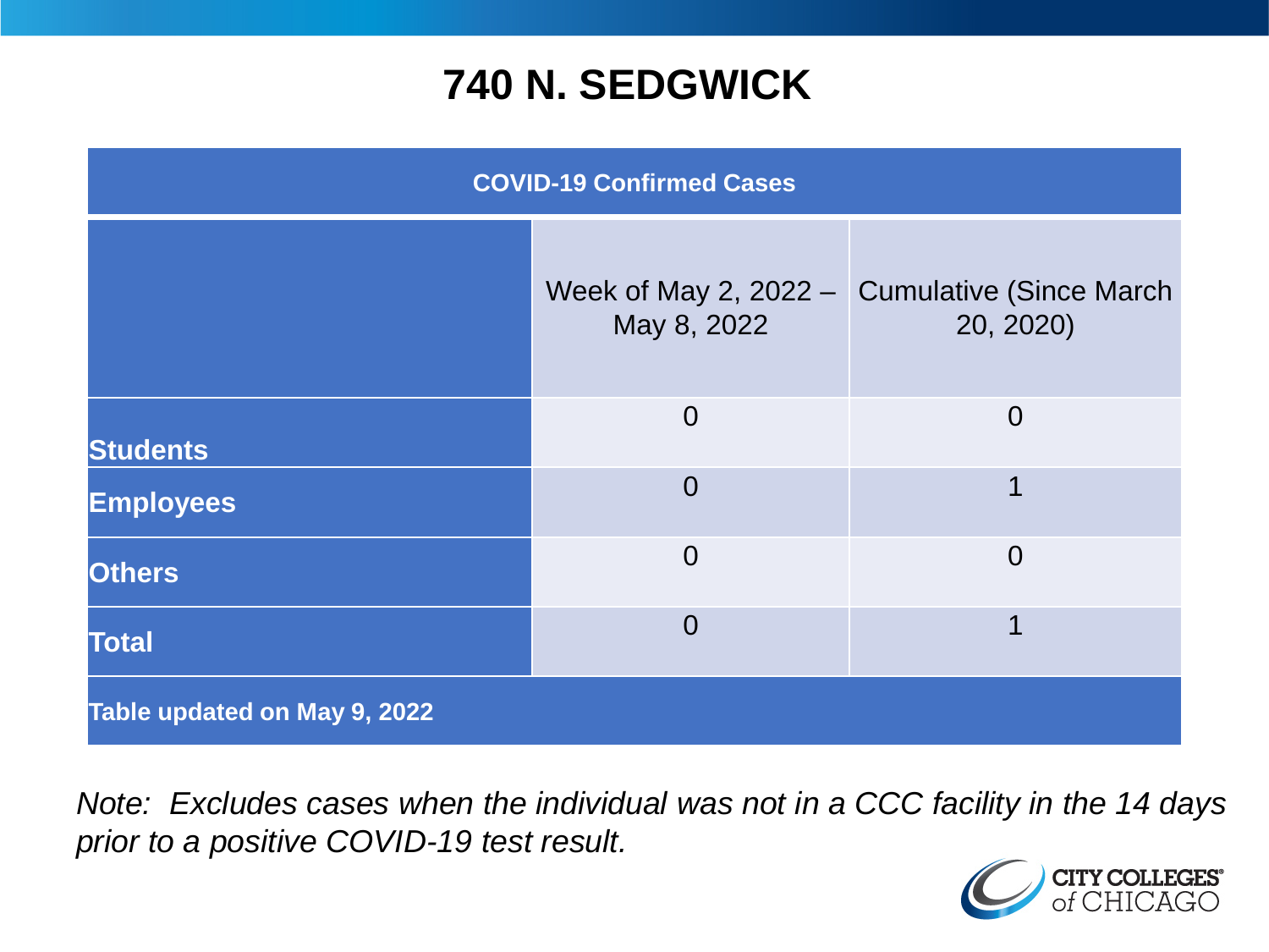# 740 N. SEDGWICK

| COVID-19 Confirmed Cases | | |
|---|---|---|
| | Week of May 2, 2022 – May 8, 2022 | Cumulative (Since March 20, 2020) |
| **Students** | 0 | 0 |
| **Employees** | 0 | 1 |
| **Others** | 0 | 0 |
| **Total** | 0 | 1 |
| **Table updated on May 9, 2022** | | |

*Note: Excludes cases when the individual was not in a CCC facility in the 14 days prior to a positive COVID-19 test result.*

CITY COLLEGES of CHICAGO